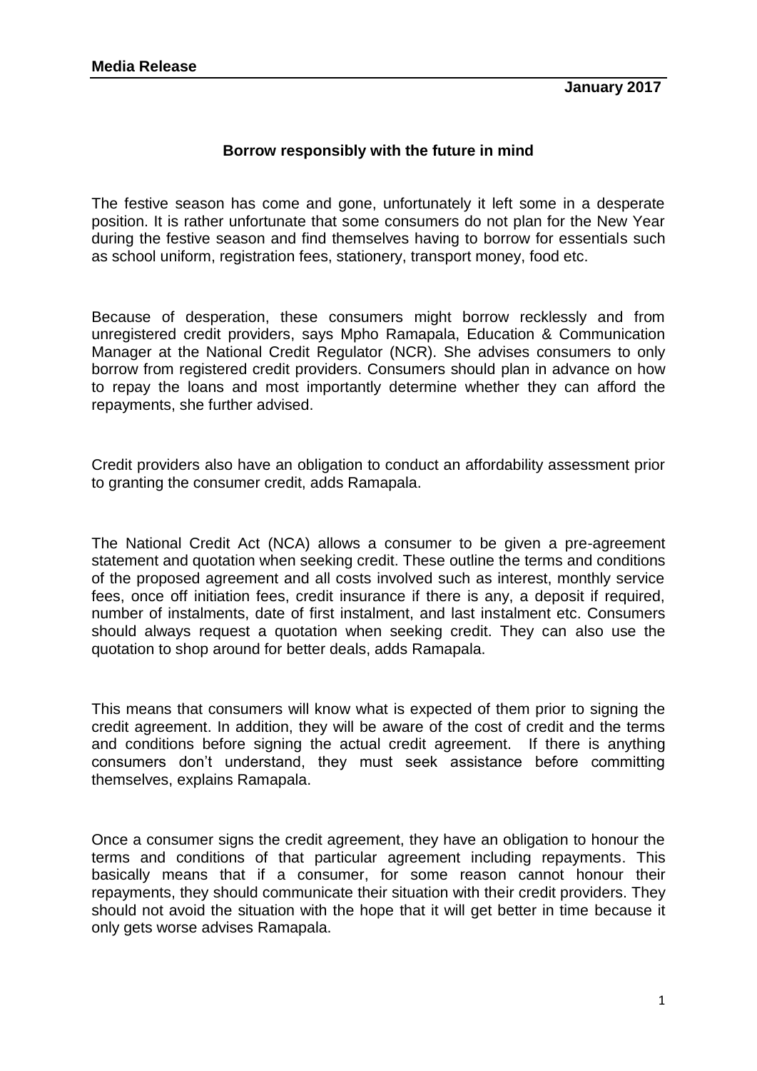**Media Release**

**January 2017**

## Borrow responsibly with the future in mind

The festive season has come and gone, unfortunately it left some in a desperate position. It is rather unfortunate that some consumers do not plan for the New Year during the festive season and find themselves having to borrow for essentials such as school uniform, registration fees, stationery, transport money, food etc.

Because of desperation, these consumers might borrow recklessly and from unregistered credit providers, says Mpho Ramapala, Education & Communication Manager at the National Credit Regulator (NCR). She advises consumers to only borrow from registered credit providers. Consumers should plan in advance on how to repay the loans and most importantly determine whether they can afford the repayments, she further advised.

Credit providers also have an obligation to conduct an affordability assessment prior to granting the consumer credit, adds Ramapala.

The National Credit Act (NCA) allows a consumer to be given a pre-agreement statement and quotation when seeking credit. These outline the terms and conditions of the proposed agreement and all costs involved such as interest, monthly service fees, once off initiation fees, credit insurance if there is any, a deposit if required, number of instalments, date of first instalment, and last instalment etc. Consumers should always request a quotation when seeking credit. They can also use the quotation to shop around for better deals, adds Ramapala.

This means that consumers will know what is expected of them prior to signing the credit agreement. In addition, they will be aware of the cost of credit and the terms and conditions before signing the actual credit agreement. If there is anything consumers don't understand, they must seek assistance before committing themselves, explains Ramapala.

Once a consumer signs the credit agreement, they have an obligation to honour the terms and conditions of that particular agreement including repayments. This basically means that if a consumer, for some reason cannot honour their repayments, they should communicate their situation with their credit providers. They should not avoid the situation with the hope that it will get better in time because it only gets worse advises Ramapala.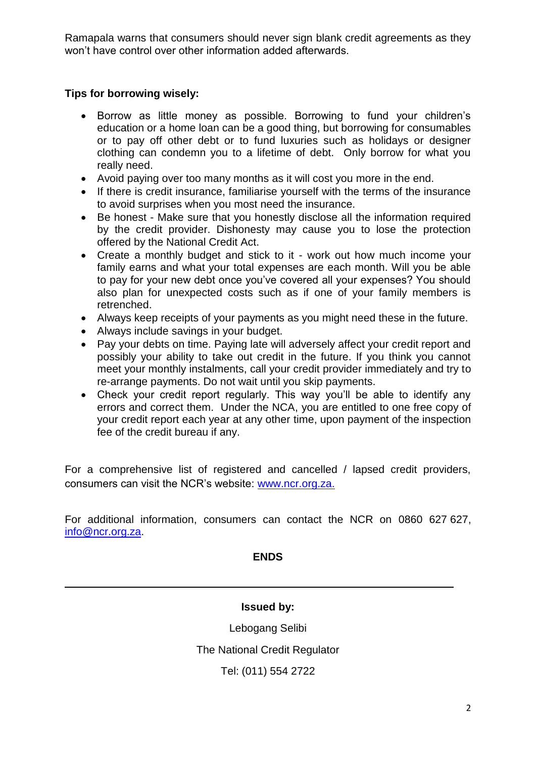Ramapala warns that consumers should never sign blank credit agreements as they won't have control over other information added afterwards.

**Tips for borrowing wisely:**

- Borrow as little money as possible. Borrowing to fund your children's education or a home loan can be a good thing, but borrowing for consumables or to pay off other debt or to fund luxuries such as holidays or designer clothing can condemn you to a lifetime of debt. Only borrow for what you really need.
- Avoid paying over too many months as it will cost you more in the end.
- If there is credit insurance, familiarise yourself with the terms of the insurance to avoid surprises when you most need the insurance.
- Be honest - Make sure that you honestly disclose all the information required by the credit provider. Dishonesty may cause you to lose the protection offered by the National Credit Act.
- Create a monthly budget and stick to it - work out how much income your family earns and what your total expenses are each month. Will you be able to pay for your new debt once you've covered all your expenses? You should also plan for unexpected costs such as if one of your family members is retrenched.
- Always keep receipts of your payments as you might need these in the future.
- Always include savings in your budget.
- Pay your debts on time. Paying late will adversely affect your credit report and possibly your ability to take out credit in the future. If you think you cannot meet your monthly instalments, call your credit provider immediately and try to re-arrange payments. Do not wait until you skip payments.
- Check your credit report regularly. This way you'll be able to identify any errors and correct them. Under the NCA, you are entitled to one free copy of your credit report each year at any other time, upon payment of the inspection fee of the credit bureau if any.

For a comprehensive list of registered and cancelled / lapsed credit providers, consumers can visit the NCR's website: www.ncr.org.za.

For additional information, consumers can contact the NCR on 0860 627 627, info@ncr.org.za.

**ENDS**

---

**Issued by:**

Lebogang Selibi

The National Credit Regulator

Tel: (011) 554 2722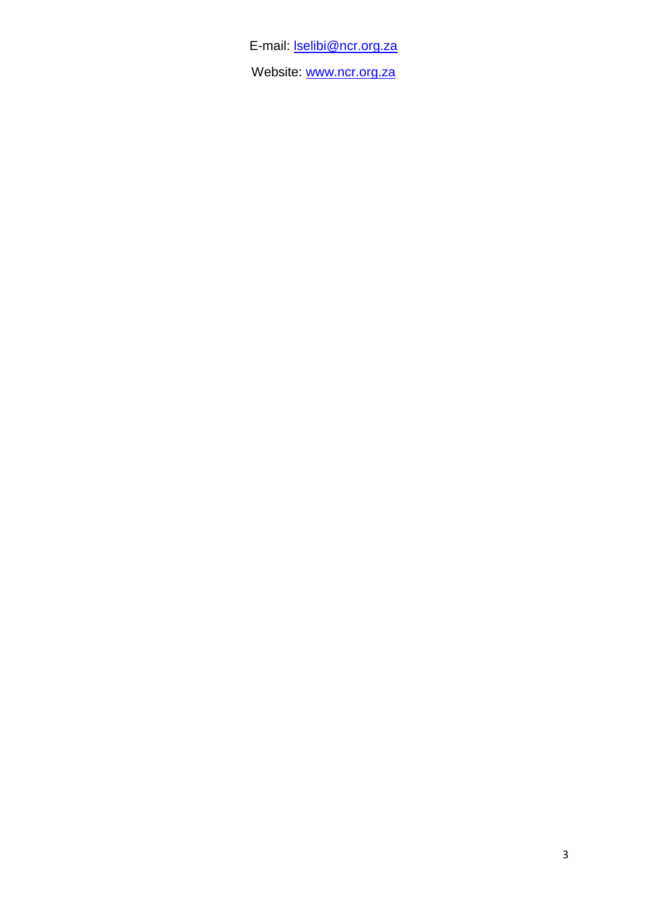E-mail: lselibi@ncr.org.za

Website: www.ncr.org.za